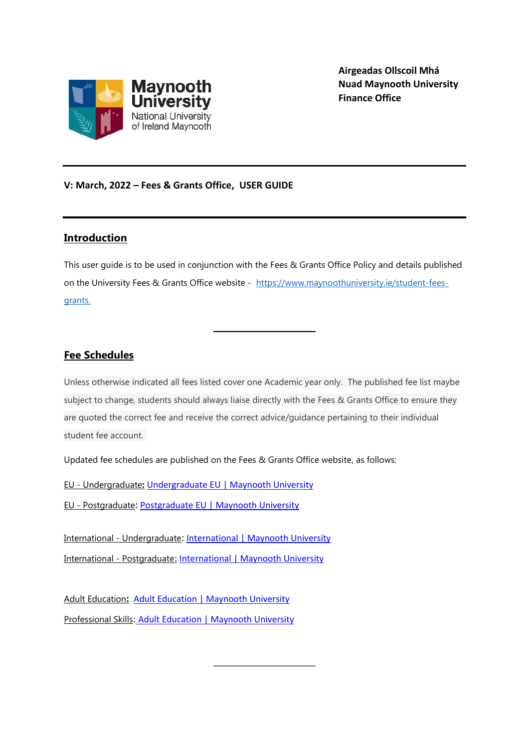Maynooth University
National University of Ireland Maynooth

**Airgeadas Ollscoil Mhá Nuad Maynooth University Finance Office**

---

**V: March, 2022 – Fees & Grants Office, USER GUIDE**

---

## Introduction

This user guide is to be used in conjunction with the Fees & Grants Office Policy and details published on the University Fees & Grants Office website - https://www.maynoothuniversity.ie/student-fees-grants.

---

## Fee Schedules

Unless otherwise indicated all fees listed cover one Academic year only. The published fee list maybe subject to change, students should always liaise directly with the Fees & Grants Office to ensure they are quoted the correct fee and receive the correct advice/guidance pertaining to their individual student fee account.

Updated fee schedules are published on the Fees & Grants Office website, as follows:

EU - Undergraduate**:** Undergraduate EU | Maynooth University

EU - Postgraduate: Postgraduate EU | Maynooth University

International - Undergraduate: International | Maynooth University

International - Postgraduate: International | Maynooth University

Adult Education**:** Adult Education | Maynooth University

Professional Skills: Adult Education | Maynooth University

---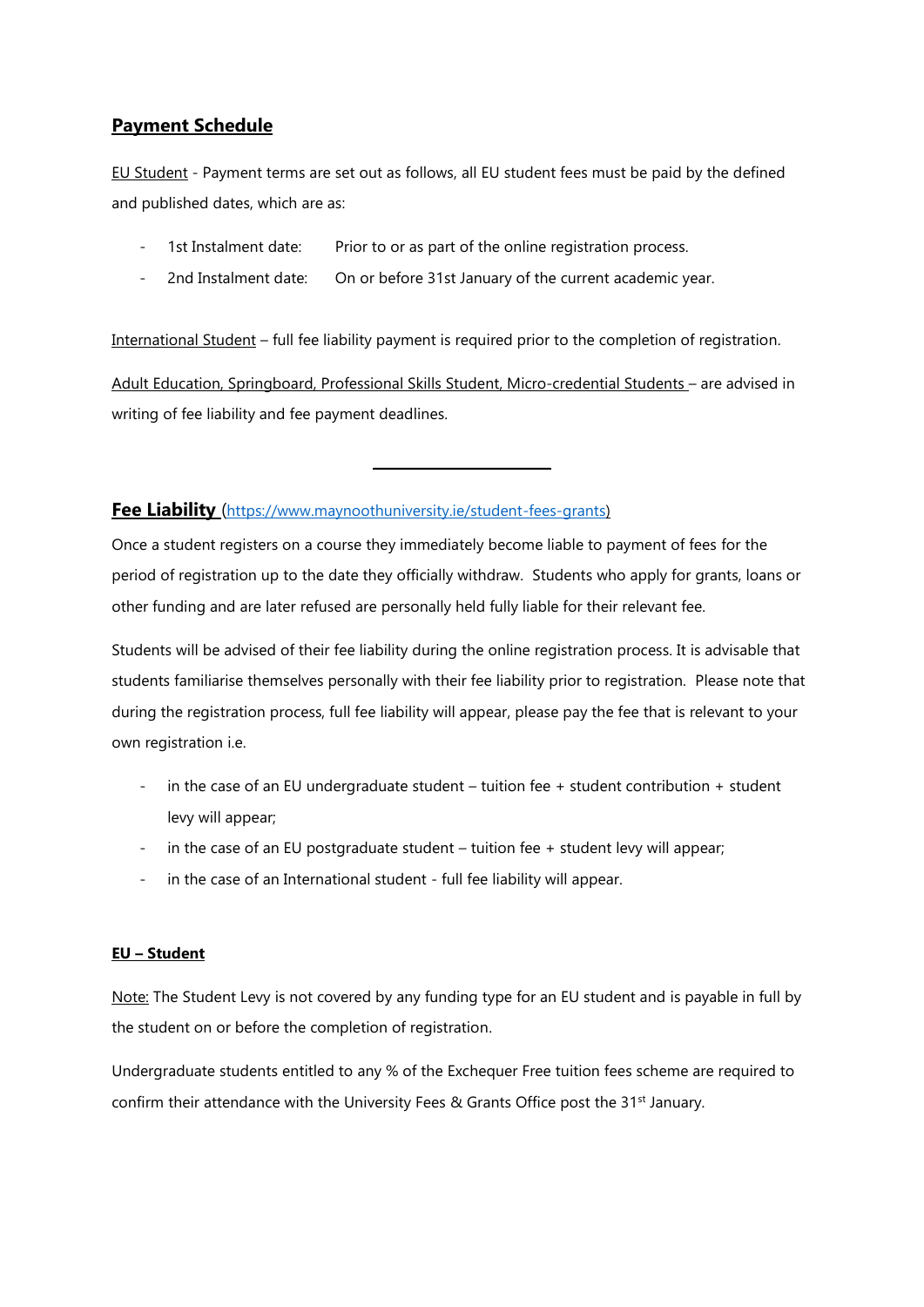## Payment Schedule

EU Student - Payment terms are set out as follows, all EU student fees must be paid by the defined and published dates, which are as:

- 1st Instalment date: Prior to or as part of the online registration process.
- 2nd Instalment date: On or before 31st January of the current academic year.

International Student – full fee liability payment is required prior to the completion of registration.

Adult Education, Springboard, Professional Skills Student, Micro-credential Students – are advised in writing of fee liability and fee payment deadlines.

---

## Fee Liability (https://www.maynoothuniversity.ie/student-fees-grants)

Once a student registers on a course they immediately become liable to payment of fees for the period of registration up to the date they officially withdraw. Students who apply for grants, loans or other funding and are later refused are personally held fully liable for their relevant fee.

Students will be advised of their fee liability during the online registration process. It is advisable that students familiarise themselves personally with their fee liability prior to registration. Please note that during the registration process, full fee liability will appear, please pay the fee that is relevant to your own registration i.e.

- in the case of an EU undergraduate student – tuition fee + student contribution + student levy will appear;
- in the case of an EU postgraduate student – tuition fee + student levy will appear;
- in the case of an International student - full fee liability will appear.

**EU – Student**

Note: The Student Levy is not covered by any funding type for an EU student and is payable in full by the student on or before the completion of registration.

Undergraduate students entitled to any % of the Exchequer Free tuition fees scheme are required to confirm their attendance with the University Fees & Grants Office post the 31st January.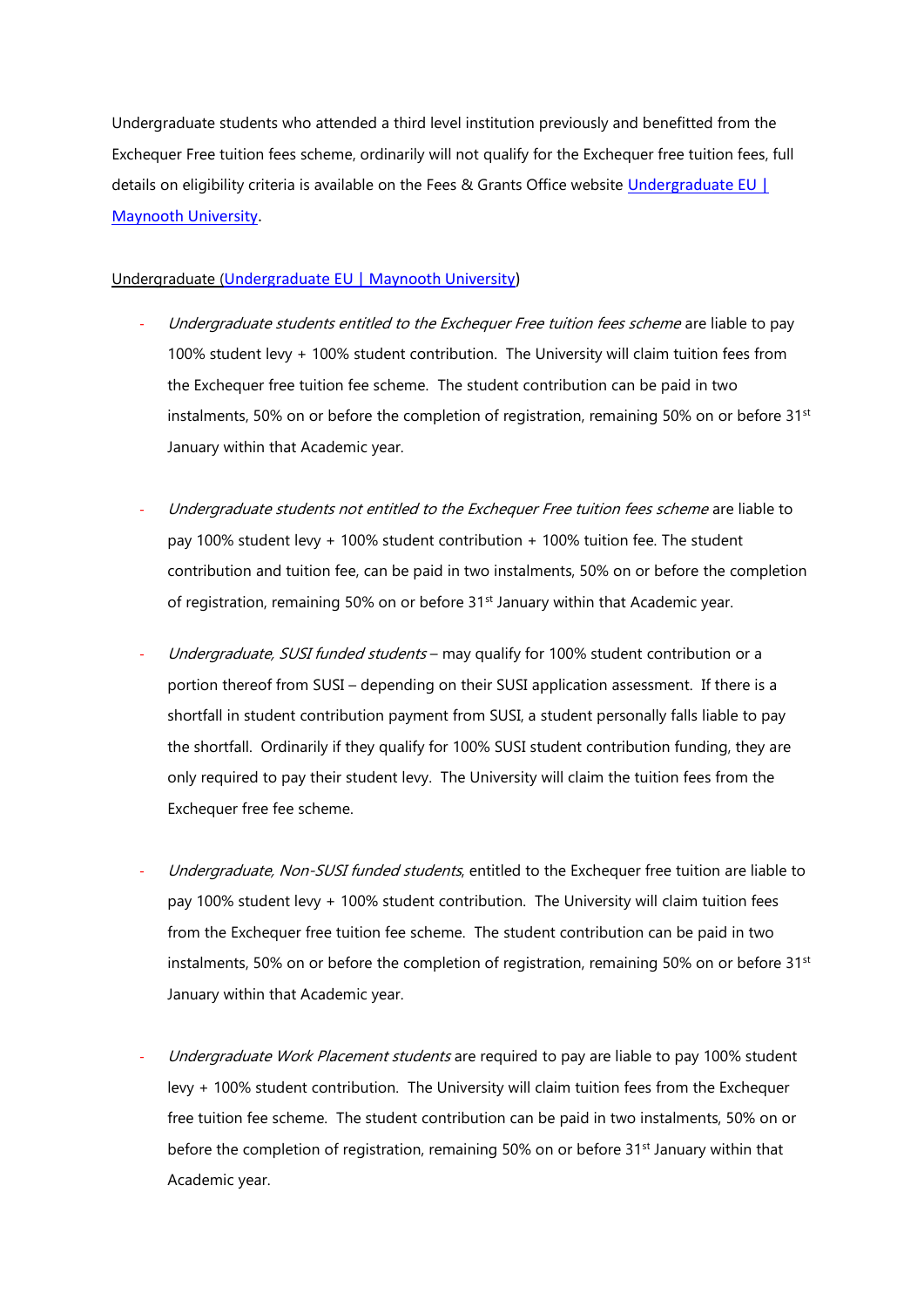Undergraduate students who attended a third level institution previously and benefitted from the Exchequer Free tuition fees scheme, ordinarily will not qualify for the Exchequer free tuition fees, full details on eligibility criteria is available on the Fees & Grants Office website [Undergraduate EU | Maynooth University](Undergraduate EU | Maynooth University).

Undergraduate (Undergraduate EU | Maynooth University)

- *Undergraduate students entitled to the Exchequer Free tuition fees scheme* are liable to pay 100% student levy + 100% student contribution. The University will claim tuition fees from the Exchequer free tuition fee scheme. The student contribution can be paid in two instalments, 50% on or before the completion of registration, remaining 50% on or before 31st January within that Academic year.

- *Undergraduate students not entitled to the Exchequer Free tuition fees scheme* are liable to pay 100% student levy + 100% student contribution + 100% tuition fee. The student contribution and tuition fee, can be paid in two instalments, 50% on or before the completion of registration, remaining 50% on or before 31st January within that Academic year.

- *Undergraduate, SUSI funded students* – may qualify for 100% student contribution or a portion thereof from SUSI – depending on their SUSI application assessment. If there is a shortfall in student contribution payment from SUSI, a student personally falls liable to pay the shortfall. Ordinarily if they qualify for 100% SUSI student contribution funding, they are only required to pay their student levy. The University will claim the tuition fees from the Exchequer free fee scheme.

- *Undergraduate, Non-SUSI funded students*, entitled to the Exchequer free tuition are liable to pay 100% student levy + 100% student contribution. The University will claim tuition fees from the Exchequer free tuition fee scheme. The student contribution can be paid in two instalments, 50% on or before the completion of registration, remaining 50% on or before 31st January within that Academic year.

- *Undergraduate Work Placement students* are required to pay are liable to pay 100% student levy + 100% student contribution. The University will claim tuition fees from the Exchequer free tuition fee scheme. The student contribution can be paid in two instalments, 50% on or before the completion of registration, remaining 50% on or before 31st January within that Academic year.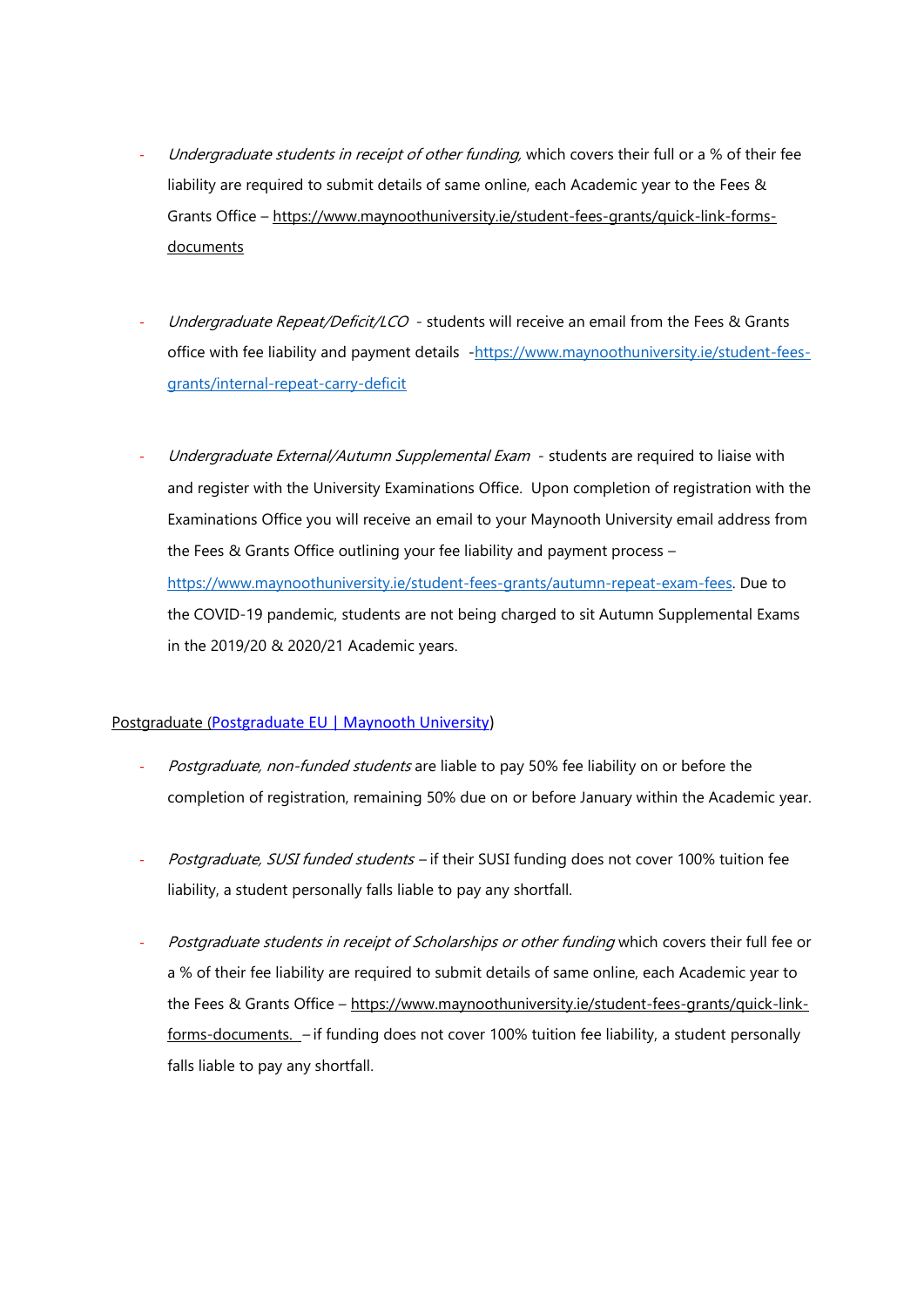- *Undergraduate students in receipt of other funding,* which covers their full or a % of their fee liability are required to submit details of same online, each Academic year to the Fees & Grants Office – https://www.maynoothuniversity.ie/student-fees-grants/quick-link-forms-documents

- *Undergraduate Repeat/Deficit/LCO* - students will receive an email from the Fees & Grants office with fee liability and payment details -https://www.maynoothuniversity.ie/student-fees-grants/internal-repeat-carry-deficit

- *Undergraduate External/Autumn Supplemental Exam* - students are required to liaise with and register with the University Examinations Office. Upon completion of registration with the Examinations Office you will receive an email to your Maynooth University email address from the Fees & Grants Office outlining your fee liability and payment process – https://www.maynoothuniversity.ie/student-fees-grants/autumn-repeat-exam-fees. Due to the COVID-19 pandemic, students are not being charged to sit Autumn Supplemental Exams in the 2019/20 & 2020/21 Academic years.

Postgraduate (Postgraduate EU | Maynooth University)

- *Postgraduate, non-funded students* are liable to pay 50% fee liability on or before the completion of registration, remaining 50% due on or before January within the Academic year.

- *Postgraduate, SUSI funded students* – if their SUSI funding does not cover 100% tuition fee liability, a student personally falls liable to pay any shortfall.

- *Postgraduate students in receipt of Scholarships or other funding* which covers their full fee or a % of their fee liability are required to submit details of same online, each Academic year to the Fees & Grants Office – https://www.maynoothuniversity.ie/student-fees-grants/quick-link-forms-documents. – if funding does not cover 100% tuition fee liability, a student personally falls liable to pay any shortfall.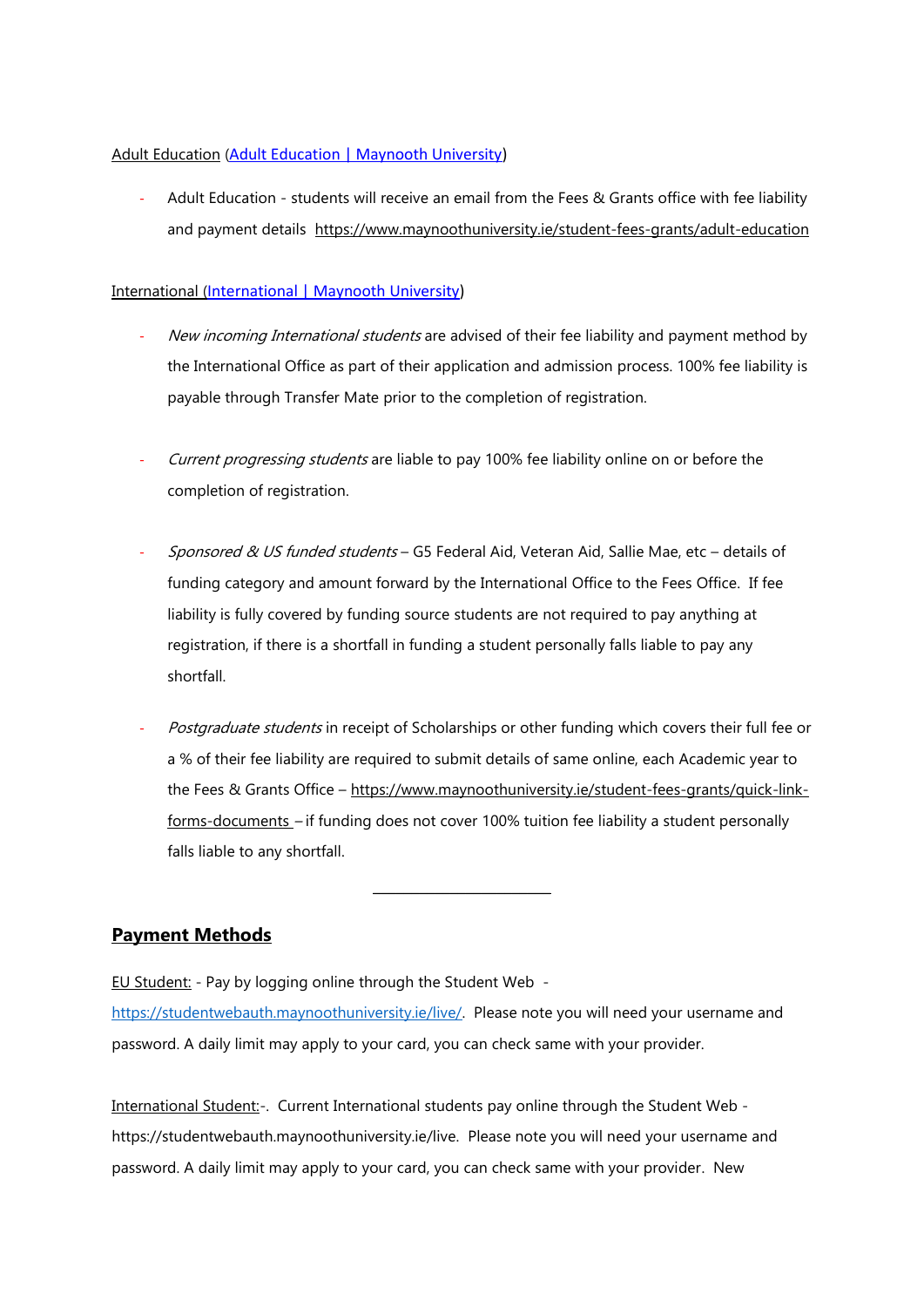Adult Education (Adult Education | Maynooth University)

- Adult Education - students will receive an email from the Fees & Grants office with fee liability and payment details https://www.maynoothuniversity.ie/student-fees-grants/adult-education

International (International | Maynooth University)

- *New incoming International students* are advised of their fee liability and payment method by the International Office as part of their application and admission process. 100% fee liability is payable through Transfer Mate prior to the completion of registration.

- *Current progressing students* are liable to pay 100% fee liability online on or before the completion of registration.

- *Sponsored & US funded students* – G5 Federal Aid, Veteran Aid, Sallie Mae, etc – details of funding category and amount forward by the International Office to the Fees Office. If fee liability is fully covered by funding source students are not required to pay anything at registration, if there is a shortfall in funding a student personally falls liable to pay any shortfall.

- *Postgraduate students* in receipt of Scholarships or other funding which covers their full fee or a % of their fee liability are required to submit details of same online, each Academic year to the Fees & Grants Office – https://www.maynoothuniversity.ie/student-fees-grants/quick-link-forms-documents – if funding does not cover 100% tuition fee liability a student personally falls liable to any shortfall.

---

## Payment Methods

EU Student: - Pay by logging online through the Student Web - https://studentwebauth.maynoothuniversity.ie/live/. Please note you will need your username and password. A daily limit may apply to your card, you can check same with your provider.

International Student:-. Current International students pay online through the Student Web - https://studentwebauth.maynoothuniversity.ie/live. Please note you will need your username and password. A daily limit may apply to your card, you can check same with your provider. New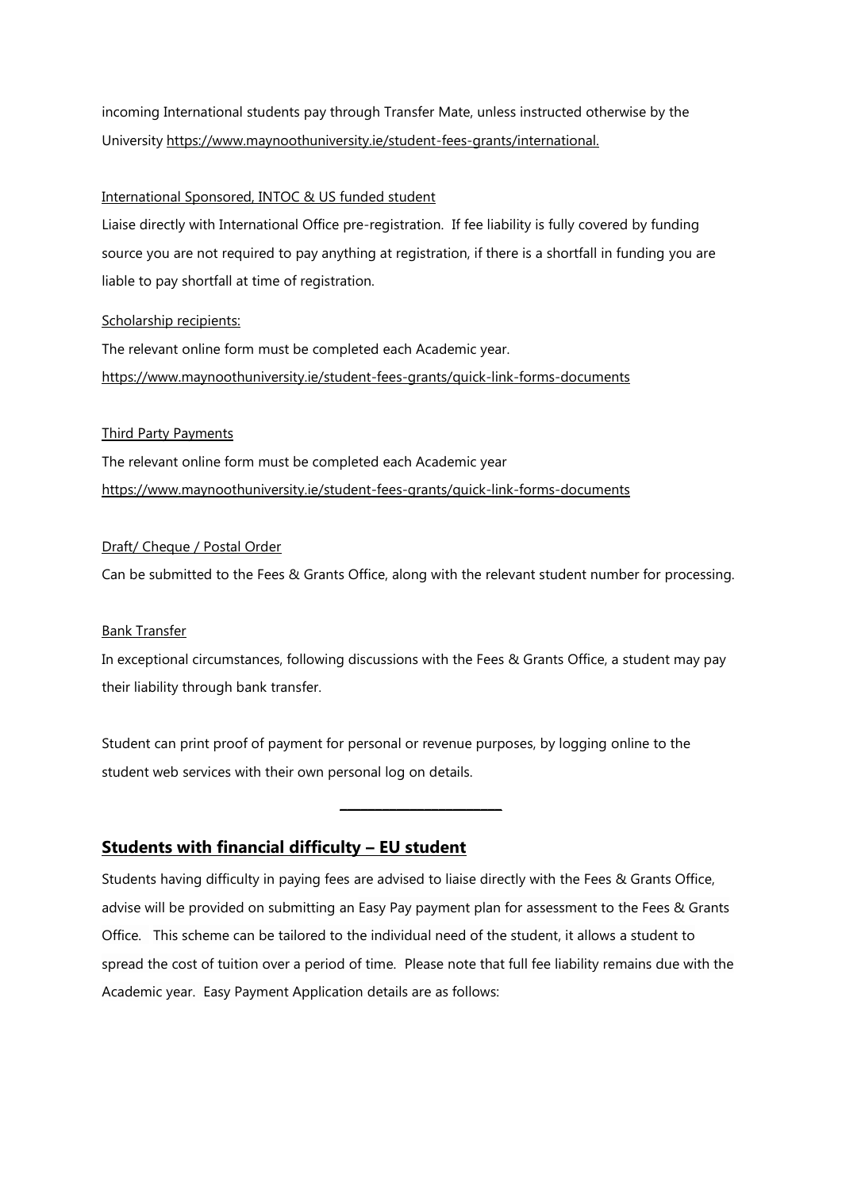incoming International students pay through Transfer Mate, unless instructed otherwise by the University https://www.maynoothuniversity.ie/student-fees-grants/international.

International Sponsored, INTOC & US funded student

Liaise directly with International Office pre-registration. If fee liability is fully covered by funding source you are not required to pay anything at registration, if there is a shortfall in funding you are liable to pay shortfall at time of registration.

Scholarship recipients:

The relevant online form must be completed each Academic year.
https://www.maynoothuniversity.ie/student-fees-grants/quick-link-forms-documents

Third Party Payments

The relevant online form must be completed each Academic year
https://www.maynoothuniversity.ie/student-fees-grants/quick-link-forms-documents

Draft/ Cheque / Postal Order

Can be submitted to the Fees & Grants Office, along with the relevant student number for processing.

Bank Transfer

In exceptional circumstances, following discussions with the Fees & Grants Office, a student may pay their liability through bank transfer.

Student can print proof of payment for personal or revenue purposes, by logging online to the student web services with their own personal log on details.

---

## Students with financial difficulty – EU student

Students having difficulty in paying fees are advised to liaise directly with the Fees & Grants Office, advise will be provided on submitting an Easy Pay payment plan for assessment to the Fees & Grants Office. This scheme can be tailored to the individual need of the student, it allows a student to spread the cost of tuition over a period of time. Please note that full fee liability remains due with the Academic year. Easy Payment Application details are as follows: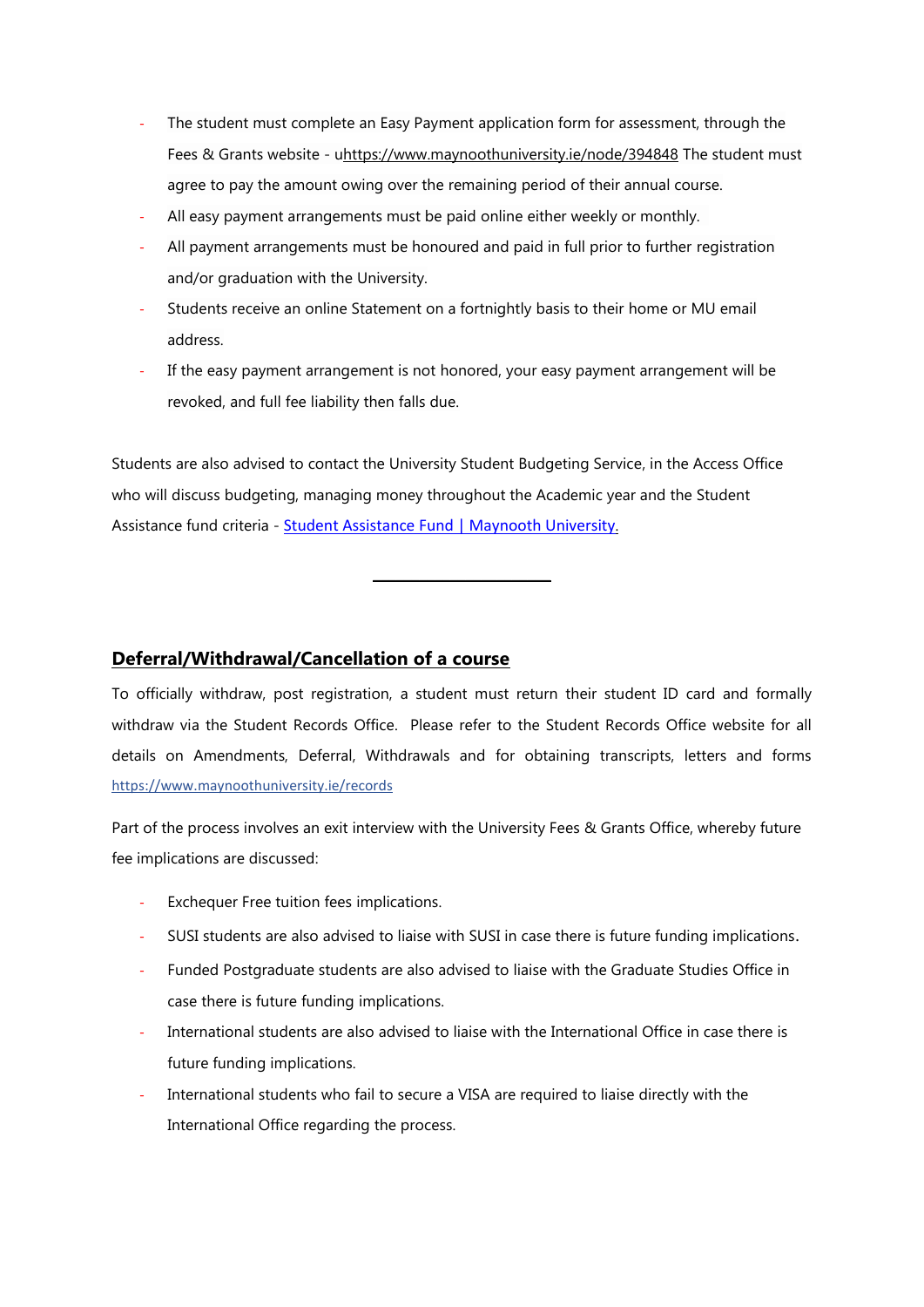- The student must complete an Easy Payment application form for assessment, through the Fees & Grants website - uhttps://www.maynoothuniversity.ie/node/394848 The student must agree to pay the amount owing over the remaining period of their annual course.
- All easy payment arrangements must be paid online either weekly or monthly.
- All payment arrangements must be honoured and paid in full prior to further registration and/or graduation with the University.
- Students receive an online Statement on a fortnightly basis to their home or MU email address.
- If the easy payment arrangement is not honored, your easy payment arrangement will be revoked, and full fee liability then falls due.

Students are also advised to contact the University Student Budgeting Service, in the Access Office who will discuss budgeting, managing money throughout the Academic year and the Student Assistance fund criteria - Student Assistance Fund | Maynooth University.

---

## Deferral/Withdrawal/Cancellation of a course

To officially withdraw, post registration, a student must return their student ID card and formally withdraw via the Student Records Office. Please refer to the Student Records Office website for all details on Amendments, Deferral, Withdrawals and for obtaining transcripts, letters and forms https://www.maynoothuniversity.ie/records

Part of the process involves an exit interview with the University Fees & Grants Office, whereby future fee implications are discussed:

- Exchequer Free tuition fees implications.
- SUSI students are also advised to liaise with SUSI in case there is future funding implications.
- Funded Postgraduate students are also advised to liaise with the Graduate Studies Office in case there is future funding implications.
- International students are also advised to liaise with the International Office in case there is future funding implications.
- International students who fail to secure a VISA are required to liaise directly with the International Office regarding the process.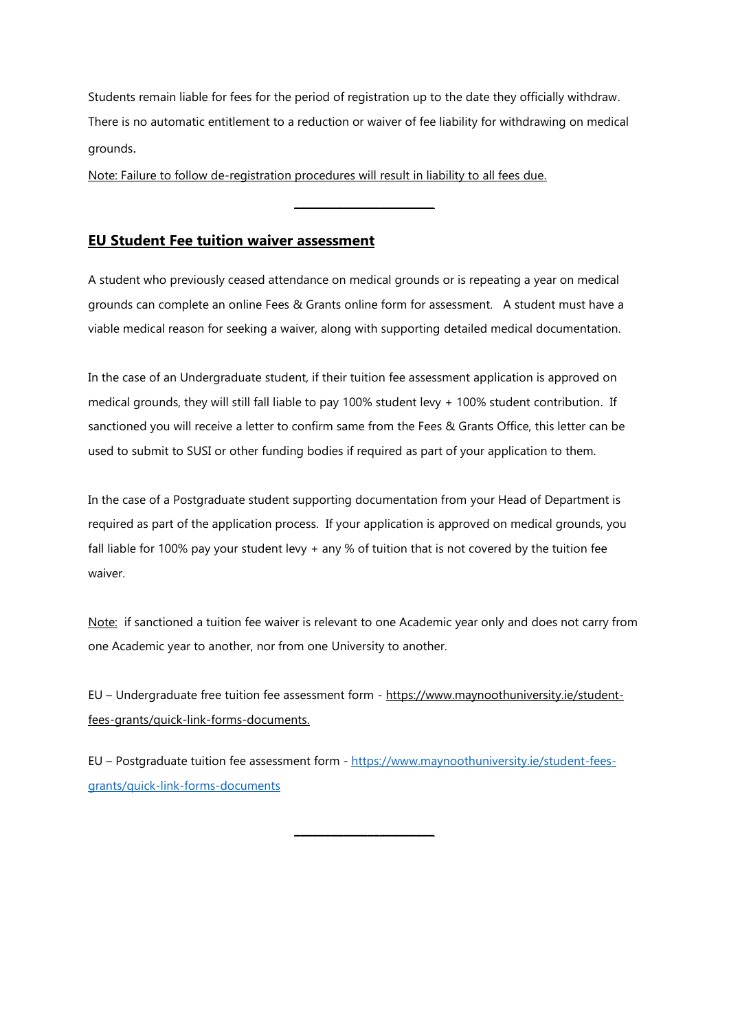Students remain liable for fees for the period of registration up to the date they officially withdraw. There is no automatic entitlement to a reduction or waiver of fee liability for withdrawing on medical grounds.

Note: Failure to follow de-registration procedures will result in liability to all fees due.

---

## EU Student Fee tuition waiver assessment

A student who previously ceased attendance on medical grounds or is repeating a year on medical grounds can complete an online Fees & Grants online form for assessment. A student must have a viable medical reason for seeking a waiver, along with supporting detailed medical documentation.

In the case of an Undergraduate student, if their tuition fee assessment application is approved on medical grounds, they will still fall liable to pay 100% student levy + 100% student contribution. If sanctioned you will receive a letter to confirm same from the Fees & Grants Office, this letter can be used to submit to SUSI or other funding bodies if required as part of your application to them.

In the case of a Postgraduate student supporting documentation from your Head of Department is required as part of the application process. If your application is approved on medical grounds, you fall liable for 100% pay your student levy + any % of tuition that is not covered by the tuition fee waiver.

Note: if sanctioned a tuition fee waiver is relevant to one Academic year only and does not carry from one Academic year to another, nor from one University to another.

EU – Undergraduate free tuition fee assessment form - https://www.maynoothuniversity.ie/student-fees-grants/quick-link-forms-documents.

EU – Postgraduate tuition fee assessment form - https://www.maynoothuniversity.ie/student-fees-grants/quick-link-forms-documents

---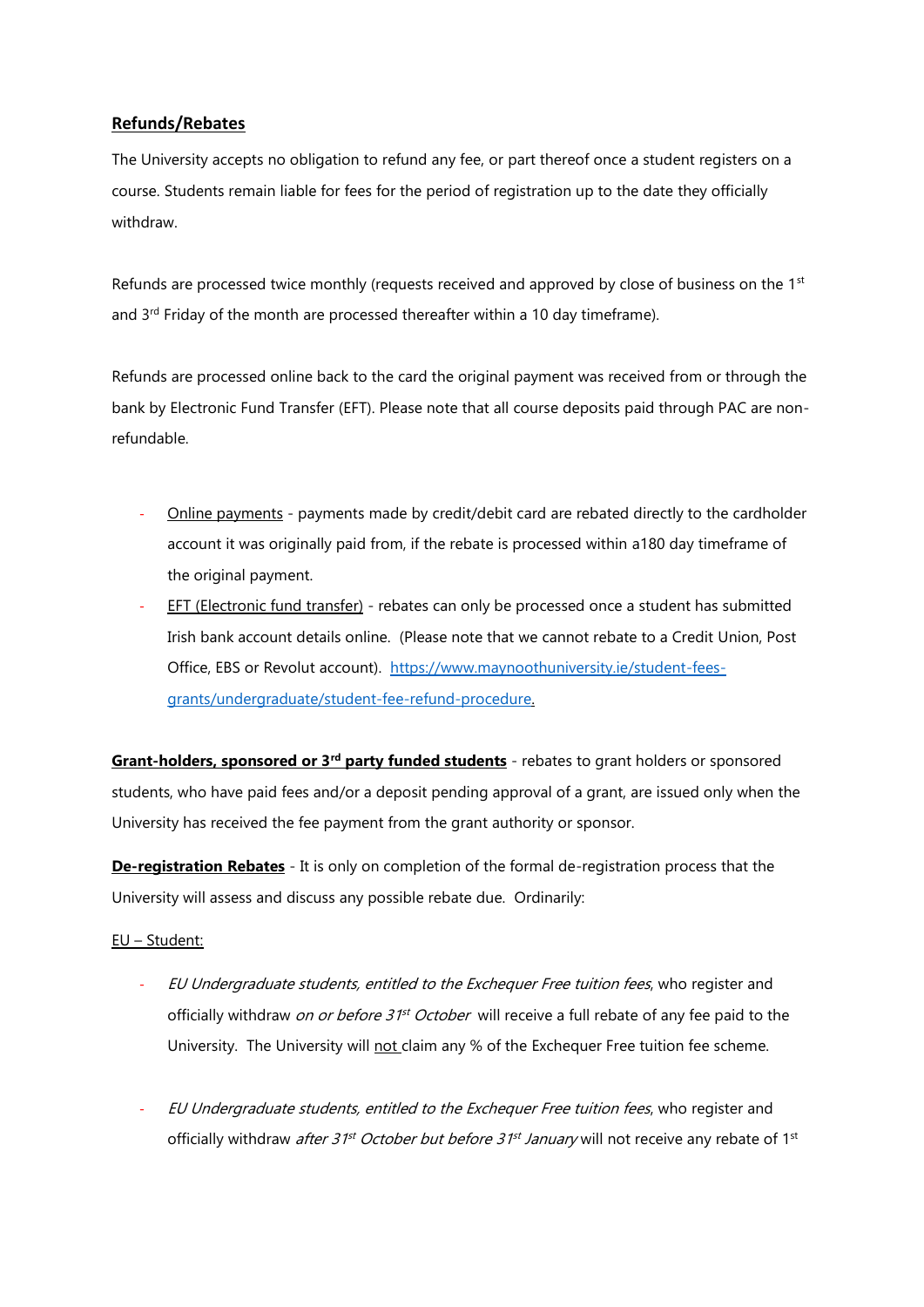## **Refunds/Rebates**

The University accepts no obligation to refund any fee, or part thereof once a student registers on a course. Students remain liable for fees for the period of registration up to the date they officially withdraw.

Refunds are processed twice monthly (requests received and approved by close of business on the 1st and 3rd Friday of the month are processed thereafter within a 10 day timeframe).

Refunds are processed online back to the card the original payment was received from or through the bank by Electronic Fund Transfer (EFT). Please note that all course deposits paid through PAC are non-refundable.

- Online payments - payments made by credit/debit card are rebated directly to the cardholder account it was originally paid from, if the rebate is processed within a180 day timeframe of the original payment.
- EFT (Electronic fund transfer) - rebates can only be processed once a student has submitted Irish bank account details online. (Please note that we cannot rebate to a Credit Union, Post Office, EBS or Revolut account). [https://www.maynoothuniversity.ie/student-fees-grants/undergraduate/student-fee-refund-procedure](https://www.maynoothuniversity.ie/student-fees-grants/undergraduate/student-fee-refund-procedure).

**Grant-holders, sponsored or 3rd party funded students** - rebates to grant holders or sponsored students, who have paid fees and/or a deposit pending approval of a grant, are issued only when the University has received the fee payment from the grant authority or sponsor.

**De-registration Rebates** - It is only on completion of the formal de-registration process that the University will assess and discuss any possible rebate due. Ordinarily:

EU – Student:

- *EU Undergraduate students, entitled to the Exchequer Free tuition fees*, who register and officially withdraw *on or before 31st October* will receive a full rebate of any fee paid to the University. The University will not claim any % of the Exchequer Free tuition fee scheme.

- *EU Undergraduate students, entitled to the Exchequer Free tuition fees*, who register and officially withdraw *after 31st October but before 31st January* will not receive any rebate of 1st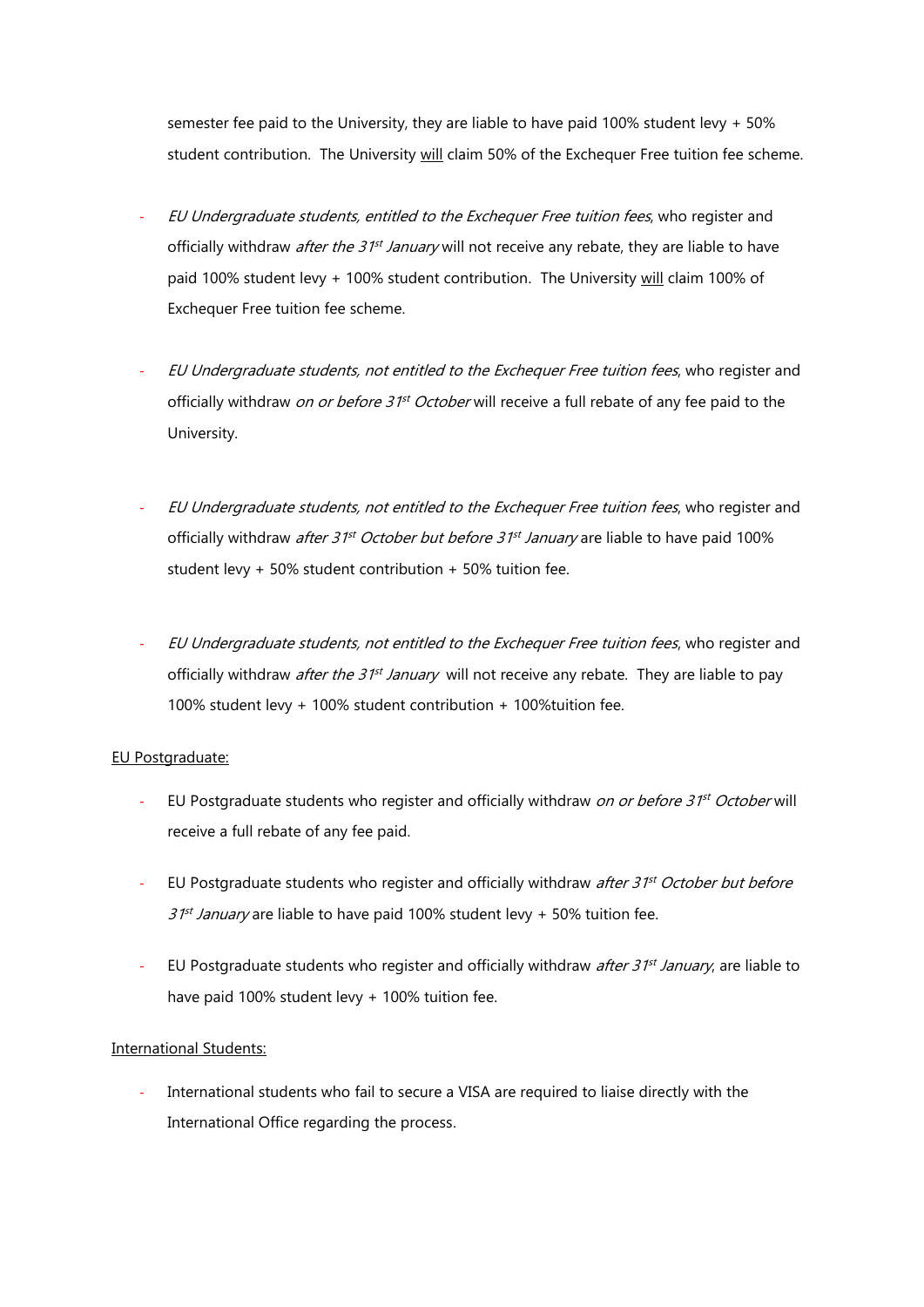semester fee paid to the University, they are liable to have paid 100% student levy + 50% student contribution. The University <u>will</u> claim 50% of the Exchequer Free tuition fee scheme.

- *EU Undergraduate students, entitled to the Exchequer Free tuition fees*, who register and officially withdraw *after the 31st January* will not receive any rebate, they are liable to have paid 100% student levy + 100% student contribution. The University <u>will</u> claim 100% of Exchequer Free tuition fee scheme.

- *EU Undergraduate students, not entitled to the Exchequer Free tuition fees*, who register and officially withdraw *on or before 31st October* will receive a full rebate of any fee paid to the University.

- *EU Undergraduate students, not entitled to the Exchequer Free tuition fees*, who register and officially withdraw *after 31st October but before 31st January* are liable to have paid 100% student levy + 50% student contribution + 50% tuition fee.

- *EU Undergraduate students, not entitled to the Exchequer Free tuition fees*, who register and officially withdraw *after the 31st January* will not receive any rebate. They are liable to pay 100% student levy + 100% student contribution + 100%tuition fee.

<u>EU Postgraduate:</u>

- EU Postgraduate students who register and officially withdraw *on or before 31st October* will receive a full rebate of any fee paid.

- EU Postgraduate students who register and officially withdraw *after 31st October but before 31st January* are liable to have paid 100% student levy + 50% tuition fee.

- EU Postgraduate students who register and officially withdraw *after 31st January*, are liable to have paid 100% student levy + 100% tuition fee.

<u>International Students:</u>

- International students who fail to secure a VISA are required to liaise directly with the International Office regarding the process.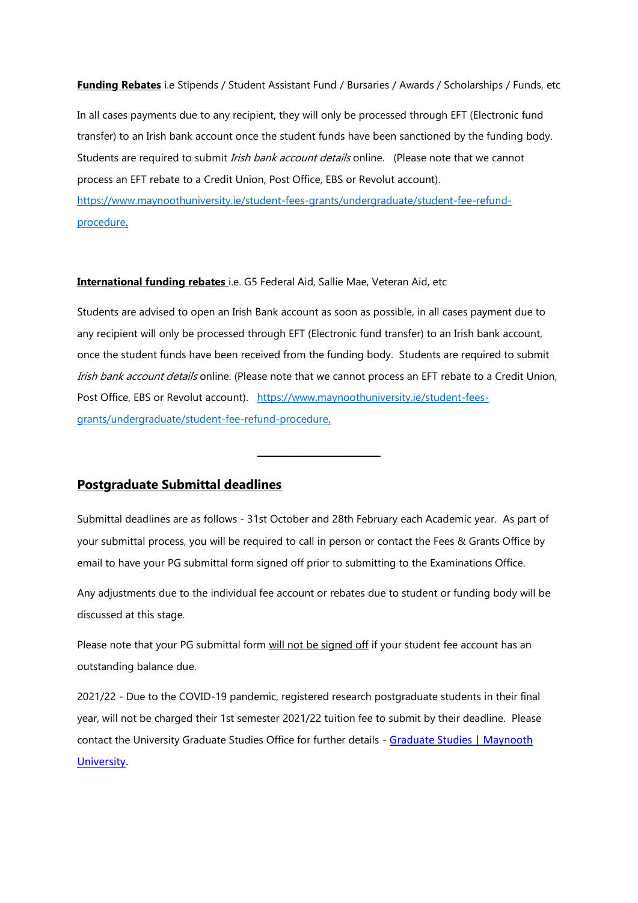**Funding Rebates** i.e Stipends / Student Assistant Fund / Bursaries / Awards / Scholarships / Funds, etc

In all cases payments due to any recipient, they will only be processed through EFT (Electronic fund transfer) to an Irish bank account once the student funds have been sanctioned by the funding body. Students are required to submit *Irish bank account details* online. (Please note that we cannot process an EFT rebate to a Credit Union, Post Office, EBS or Revolut account). [https://www.maynoothuniversity.ie/student-fees-grants/undergraduate/student-fee-refund-procedure](https://www.maynoothuniversity.ie/student-fees-grants/undergraduate/student-fee-refund-procedure).

**International funding rebates** i.e. G5 Federal Aid, Sallie Mae, Veteran Aid, etc

Students are advised to open an Irish Bank account as soon as possible, in all cases payment due to any recipient will only be processed through EFT (Electronic fund transfer) to an Irish bank account, once the student funds have been received from the funding body. Students are required to submit *Irish bank account details* online. (Please note that we cannot process an EFT rebate to a Credit Union, Post Office, EBS or Revolut account). [https://www.maynoothuniversity.ie/student-fees-grants/undergraduate/student-fee-refund-procedure](https://www.maynoothuniversity.ie/student-fees-grants/undergraduate/student-fee-refund-procedure).

---

## Postgraduate Submittal deadlines

Submittal deadlines are as follows - 31st October and 28th February each Academic year. As part of your submittal process, you will be required to call in person or contact the Fees & Grants Office by email to have your PG submittal form signed off prior to submitting to the Examinations Office.

Any adjustments due to the individual fee account or rebates due to student or funding body will be discussed at this stage.

Please note that your PG submittal form will not be signed off if your student fee account has an outstanding balance due.

2021/22 - Due to the COVID-19 pandemic, registered research postgraduate students in their final year, will not be charged their 1st semester 2021/22 tuition fee to submit by their deadline. Please contact the University Graduate Studies Office for further details - Graduate Studies | Maynooth University.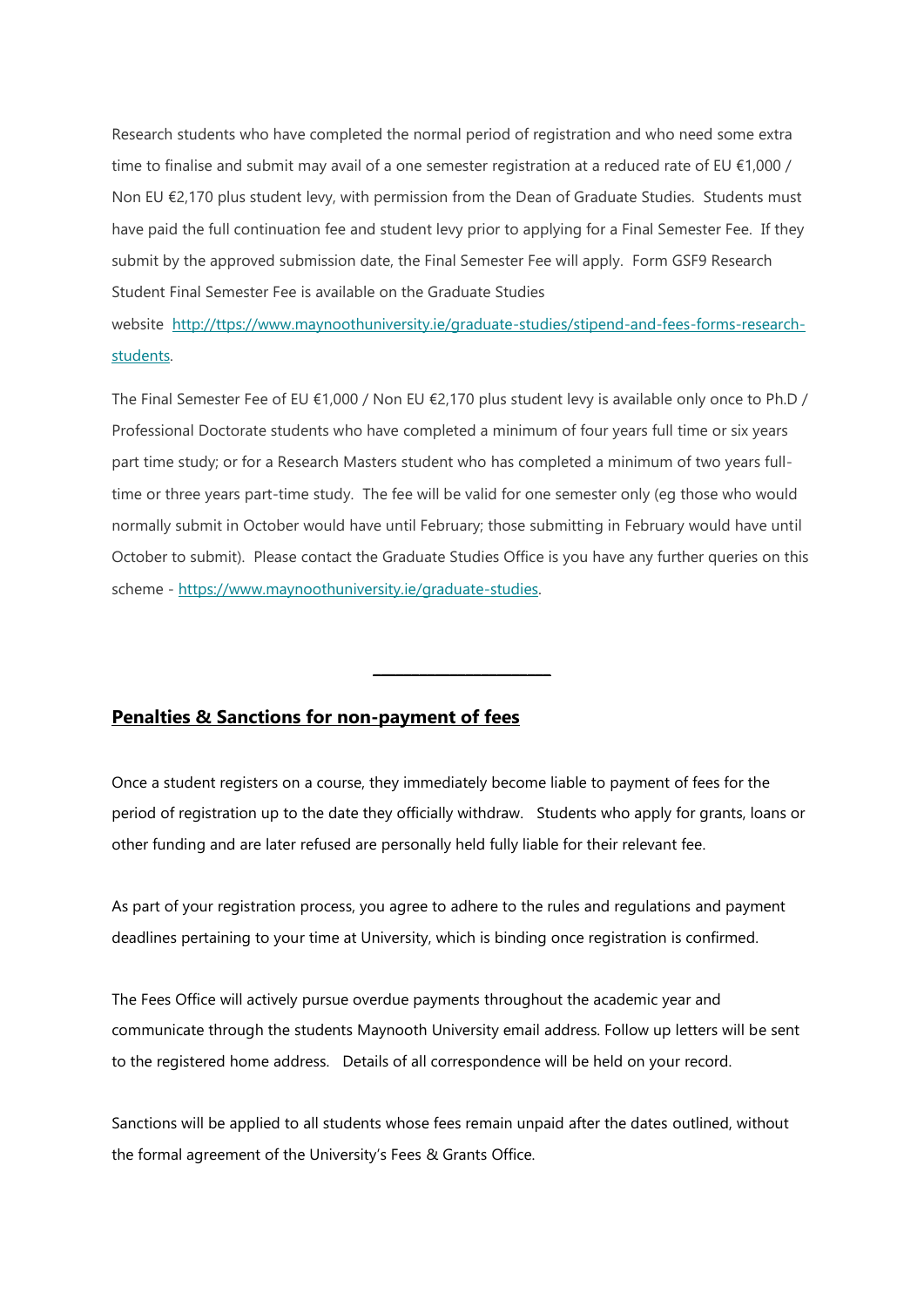Research students who have completed the normal period of registration and who need some extra time to finalise and submit may avail of a one semester registration at a reduced rate of EU €1,000 / Non EU €2,170 plus student levy, with permission from the Dean of Graduate Studies. Students must have paid the full continuation fee and student levy prior to applying for a Final Semester Fee. If they submit by the approved submission date, the Final Semester Fee will apply. Form GSF9 Research Student Final Semester Fee is available on the Graduate Studies website [http://ttps://www.maynoothuniversity.ie/graduate-studies/stipend-and-fees-forms-research-students](http://ttps://www.maynoothuniversity.ie/graduate-studies/stipend-and-fees-forms-research-students).

The Final Semester Fee of EU €1,000 / Non EU €2,170 plus student levy is available only once to Ph.D / Professional Doctorate students who have completed a minimum of four years full time or six years part time study; or for a Research Masters student who has completed a minimum of two years full-time or three years part-time study. The fee will be valid for one semester only (eg those who would normally submit in October would have until February; those submitting in February would have until October to submit). Please contact the Graduate Studies Office is you have any further queries on this scheme - [https://www.maynoothuniversity.ie/graduate-studies](https://www.maynoothuniversity.ie/graduate-studies).

---

## Penalties & Sanctions for non-payment of fees

Once a student registers on a course, they immediately become liable to payment of fees for the period of registration up to the date they officially withdraw. Students who apply for grants, loans or other funding and are later refused are personally held fully liable for their relevant fee.

As part of your registration process, you agree to adhere to the rules and regulations and payment deadlines pertaining to your time at University, which is binding once registration is confirmed.

The Fees Office will actively pursue overdue payments throughout the academic year and communicate through the students Maynooth University email address. Follow up letters will be sent to the registered home address. Details of all correspondence will be held on your record.

Sanctions will be applied to all students whose fees remain unpaid after the dates outlined, without the formal agreement of the University's Fees & Grants Office.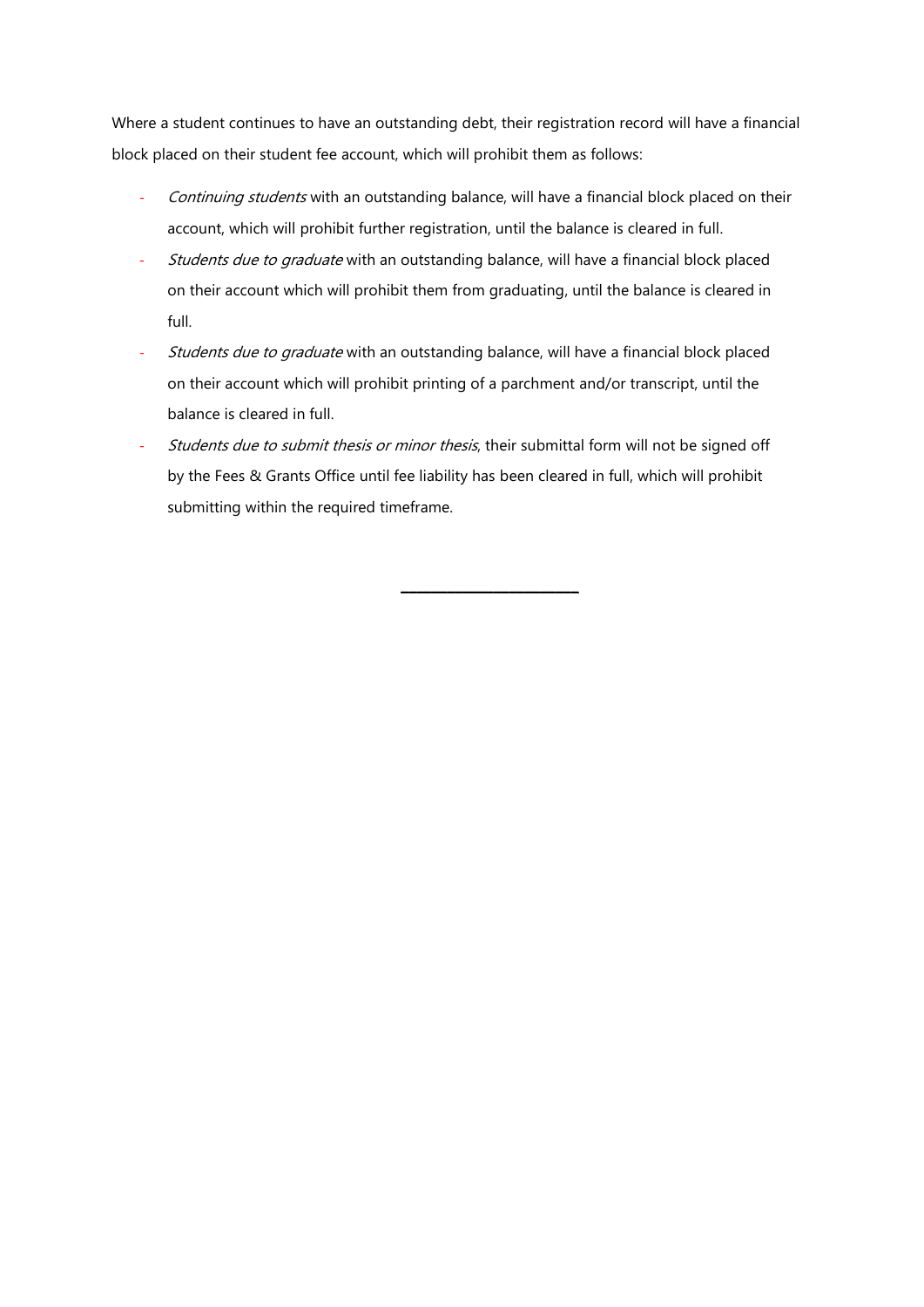Where a student continues to have an outstanding debt, their registration record will have a financial block placed on their student fee account, which will prohibit them as follows:

- *Continuing students* with an outstanding balance, will have a financial block placed on their account, which will prohibit further registration, until the balance is cleared in full.
- *Students due to graduate* with an outstanding balance, will have a financial block placed on their account which will prohibit them from graduating, until the balance is cleared in full.
- *Students due to graduate* with an outstanding balance, will have a financial block placed on their account which will prohibit printing of a parchment and/or transcript, until the balance is cleared in full.
- *Students due to submit thesis or minor thesis*, their submittal form will not be signed off by the Fees & Grants Office until fee liability has been cleared in full, which will prohibit submitting within the required timeframe.

---